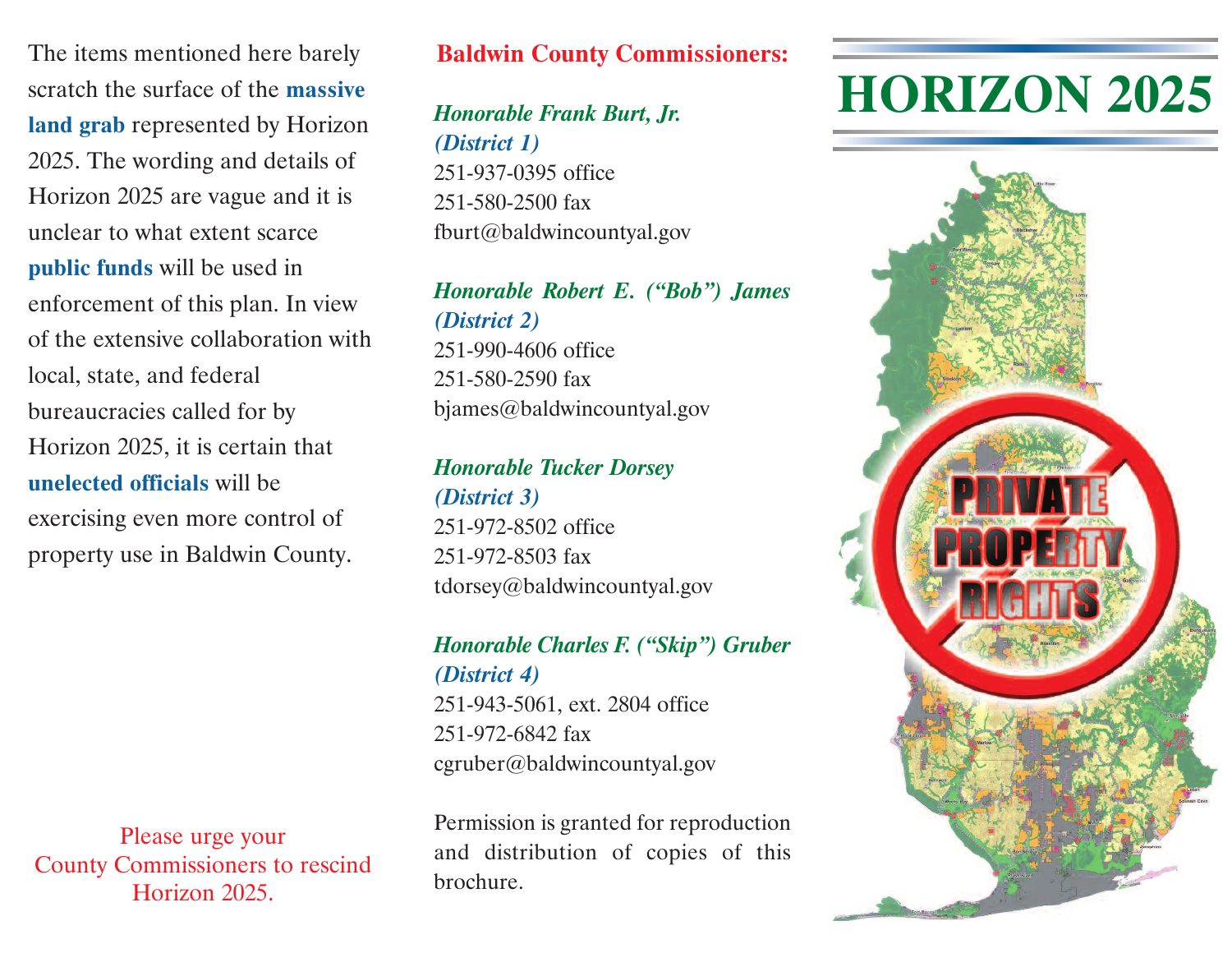The items mentioned here barely scratch the surface of the **massive land grab** represented by Horizon 2025. The wording and details of Horizon 2025 are vague and it is unclear to what extent scarce **public funds** will be used in enforcement of this plan. In view of the extensive collaboration with local, state, and federal bureaucracies called for by Horizon 2025, it is certain that **unelected officials** will be exercising even more control of property use in Baldwin County.

Please urge your County Commissioners to rescind Horizon 2025.

**Baldwin County Commissioners:**

***Honorable Frank Burt, Jr.***
***(District 1)***
251-937-0395 office
251-580-2500 fax
fburt@baldwincountyal.gov

***Honorable Robert E. ("Bob") James***
***(District 2)***
251-990-4606 office
251-580-2590 fax
bjames@baldwincountyal.gov

***Honorable Tucker Dorsey***
***(District 3)***
251-972-8502 office
251-972-8503 fax
tdorsey@baldwincountyal.gov

***Honorable Charles F. ("Skip") Gruber***
***(District 4)***
251-943-5061, ext. 2804 office
251-972-6842 fax
cgruber@baldwincountyal.gov

Permission is granted for reproduction and distribution of copies of this brochure.

# HORIZON 2025

PRIVATE PROPERTY RIGHTS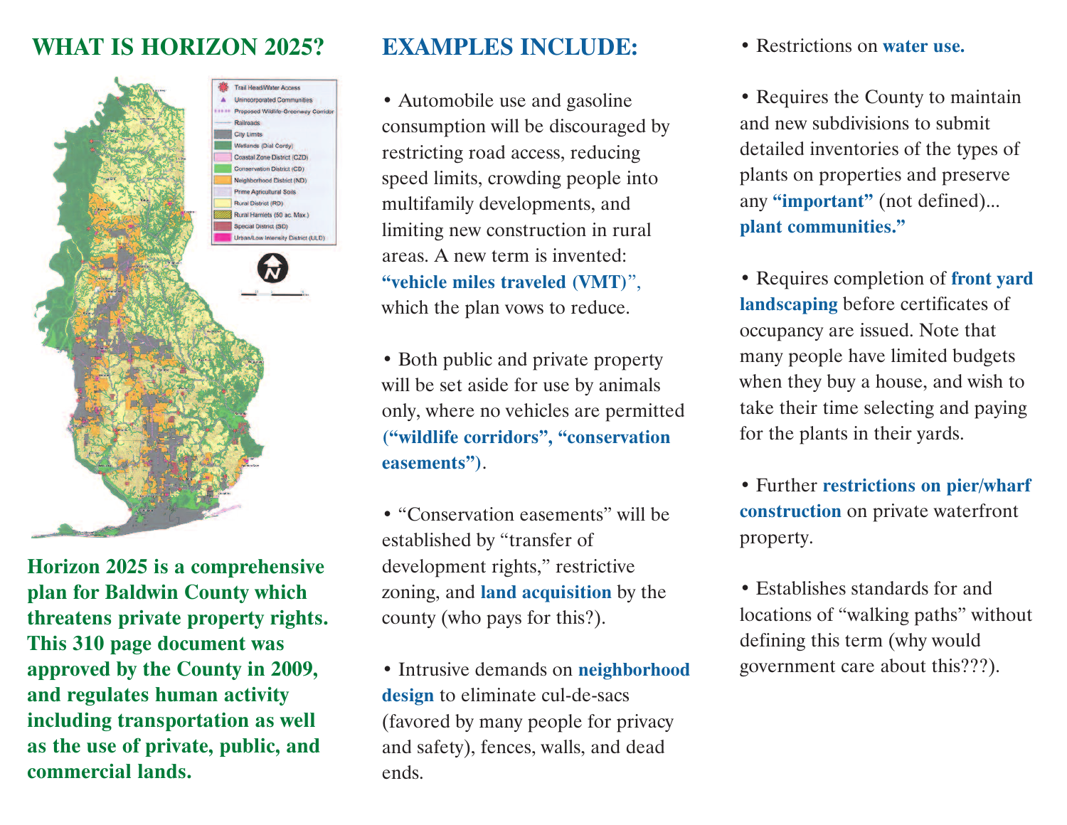## WHAT IS HORIZON 2025?

Trail Head/Water Access
Unincorporated Communities
Proposed Wildlife-Greenway Corridor
Railroads
City Limits
Wetlands (Dial Cordy)
Coastal Zone District (CZD)
Conservation District (CD)
Neighborhood District (ND)
Prime Agricultural Soils
Rural District (RD)
Rural Hamlets (50 ac. Max.)
Special District (SD)
Urban/Low Intensity District (ULD)

**Horizon 2025 is a comprehensive plan for Baldwin County which threatens private property rights. This 310 page document was approved by the County in 2009, and regulates human activity including transportation as well as the use of private, public, and commercial lands.**

## EXAMPLES INCLUDE:

- Automobile use and gasoline consumption will be discouraged by restricting road access, reducing speed limits, crowding people into multifamily developments, and limiting new construction in rural areas. A new term is invented: **"vehicle miles traveled (VMT)"**, which the plan vows to reduce.

- Both public and private property will be set aside for use by animals only, where no vehicles are permitted **("wildlife corridors", "conservation easements")**.

- "Conservation easements" will be established by "transfer of development rights," restrictive zoning, and **land acquisition** by the county (who pays for this?).

- Intrusive demands on **neighborhood design** to eliminate cul-de-sacs (favored by many people for privacy and safety), fences, walls, and dead ends.

- Restrictions on **water use.**

- Requires the County to maintain and new subdivisions to submit detailed inventories of the types of plants on properties and preserve any **"important"** (not defined)... **plant communities."**

- Requires completion of **front yard landscaping** before certificates of occupancy are issued. Note that many people have limited budgets when they buy a house, and wish to take their time selecting and paying for the plants in their yards.

- Further **restrictions on pier/wharf construction** on private waterfront property.

- Establishes standards for and locations of "walking paths" without defining this term (why would government care about this???).